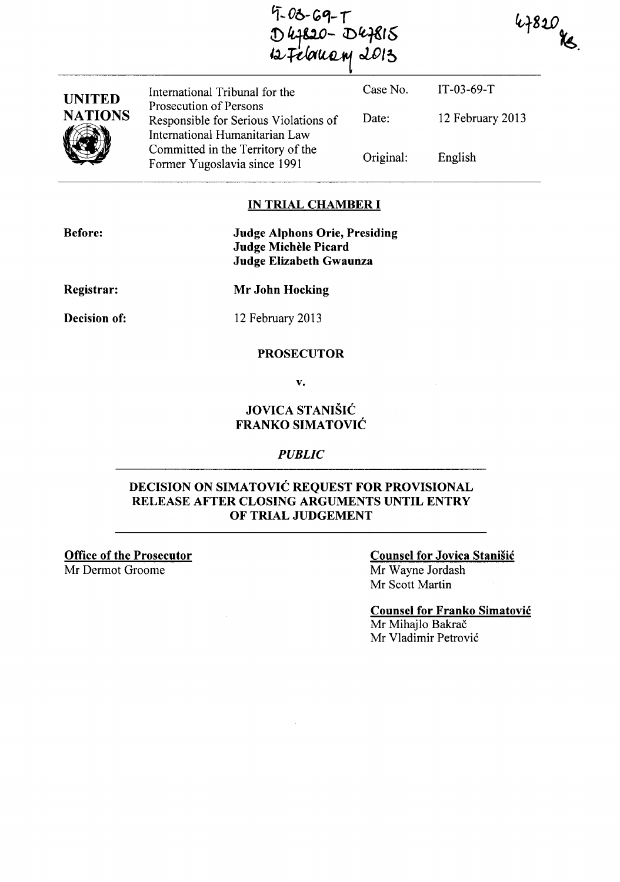IT-03-69-T
D47820 - D47815
12 February 2013

47820
YS.

| UNITED NATIONS | International Tribunal for the Prosecution of Persons Responsible for Serious Violations of International Humanitarian Law Committed in the Territory of the Former Yugoslavia since 1991 | Case No. | IT-03-69-T |
|---|---|---|---|
| | | Date: | 12 February 2013 |
| | | Original: | English |

## IN TRIAL CHAMBER I

**Before:** **Judge Alphons Orie, Presiding**
**Judge Michèle Picard**
**Judge Elizabeth Gwaunza**

**Registrar:** **Mr John Hocking**

**Decision of:** 12 February 2013

**PROSECUTOR**

**v.**

**JOVICA STANIŠIĆ**
**FRANKO SIMATOVIĆ**

***PUBLIC***

## DECISION ON SIMATOVIĆ REQUEST FOR PROVISIONAL RELEASE AFTER CLOSING ARGUMENTS UNTIL ENTRY OF TRIAL JUDGEMENT

**Office of the Prosecutor**
Mr Dermot Groome

**Counsel for Jovica Stanišić**
Mr Wayne Jordash
Mr Scott Martin

**Counsel for Franko Simatović**
Mr Mihajlo Bakrač
Mr Vladimir Petrović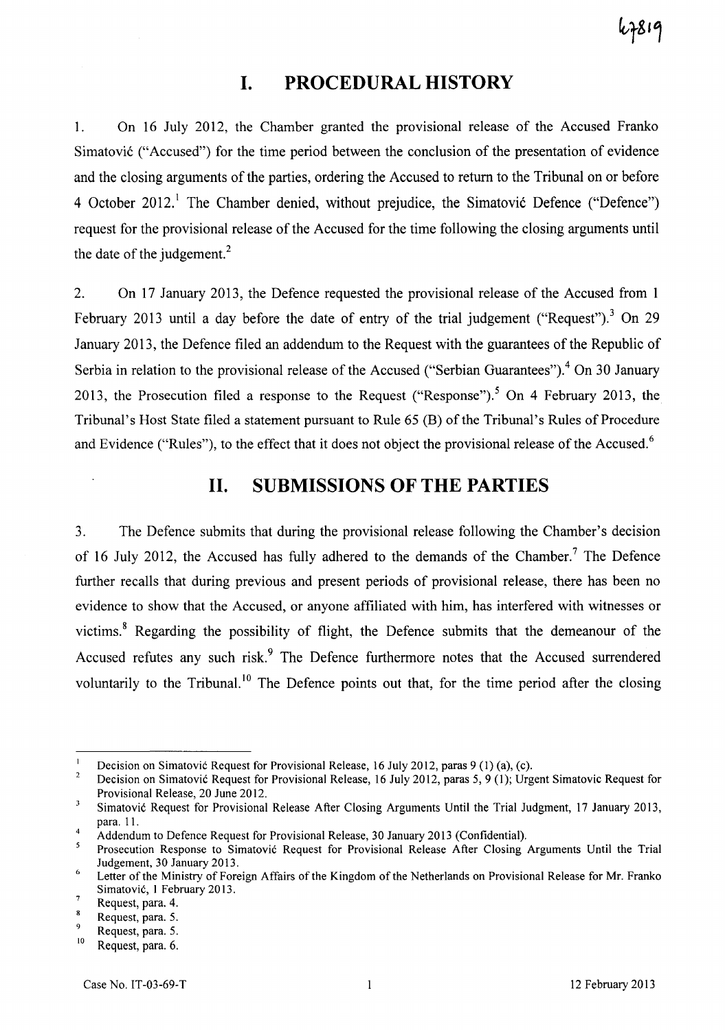# I. PROCEDURAL HISTORY

1. On 16 July 2012, the Chamber granted the provisional release of the Accused Franko Simatović ("Accused") for the time period between the conclusion of the presentation of evidence and the closing arguments of the parties, ordering the Accused to return to the Tribunal on or before 4 October 2012.[1] The Chamber denied, without prejudice, the Simatović Defence ("Defence") request for the provisional release of the Accused for the time following the closing arguments until the date of the judgement.[2]

2. On 17 January 2013, the Defence requested the provisional release of the Accused from 1 February 2013 until a day before the date of entry of the trial judgement ("Request").[3] On 29 January 2013, the Defence filed an addendum to the Request with the guarantees of the Republic of Serbia in relation to the provisional release of the Accused ("Serbian Guarantees").[4] On 30 January 2013, the Prosecution filed a response to the Request ("Response").[5] On 4 February 2013, the Tribunal's Host State filed a statement pursuant to Rule 65 (B) of the Tribunal's Rules of Procedure and Evidence ("Rules"), to the effect that it does not object the provisional release of the Accused.[6]

# II. SUBMISSIONS OF THE PARTIES

3. The Defence submits that during the provisional release following the Chamber's decision of 16 July 2012, the Accused has fully adhered to the demands of the Chamber.[7] The Defence further recalls that during previous and present periods of provisional release, there has been no evidence to show that the Accused, or anyone affiliated with him, has interfered with witnesses or victims.[8] Regarding the possibility of flight, the Defence submits that the demeanour of the Accused refutes any such risk.[9] The Defence furthermore notes that the Accused surrendered voluntarily to the Tribunal.[10] The Defence points out that, for the time period after the closing

---

[1] Decision on Simatović Request for Provisional Release, 16 July 2012, paras 9 (1) (a), (c).

[2] Decision on Simatović Request for Provisional Release, 16 July 2012, paras 5, 9 (1); Urgent Simatovic Request for Provisional Release, 20 June 2012.

[3] Simatović Request for Provisional Release After Closing Arguments Until the Trial Judgment, 17 January 2013, para. 11.

[4] Addendum to Defence Request for Provisional Release, 30 January 2013 (Confidential).

[5] Prosecution Response to Simatović Request for Provisional Release After Closing Arguments Until the Trial Judgement, 30 January 2013.

[6] Letter of the Ministry of Foreign Affairs of the Kingdom of the Netherlands on Provisional Release for Mr. Franko Simatović, 1 February 2013.

[7] Request, para. 4.

[8] Request, para. 5.

[9] Request, para. 5.

[10] Request, para. 6.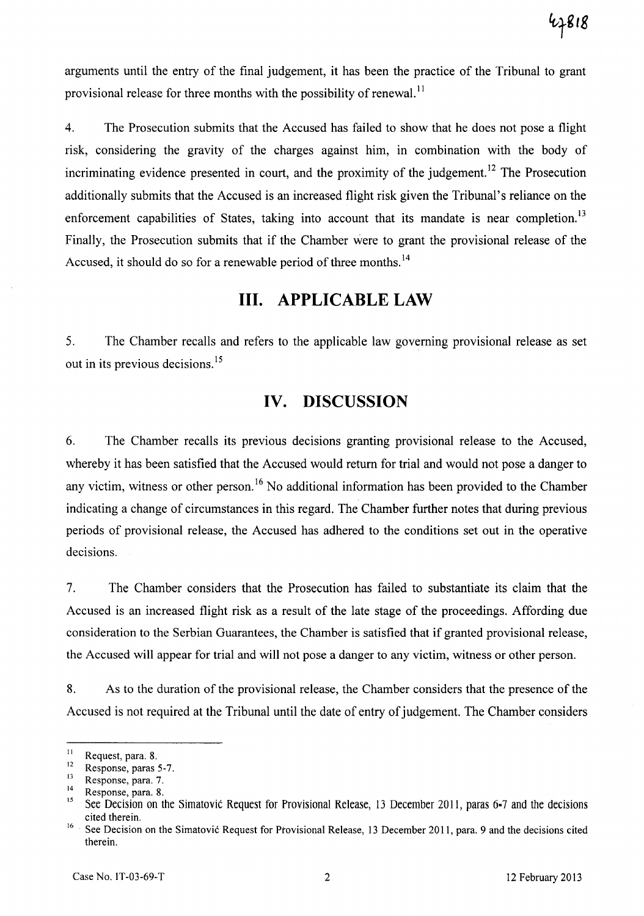arguments until the entry of the final judgement, it has been the practice of the Tribunal to grant provisional release for three months with the possibility of renewal.[11]

4. The Prosecution submits that the Accused has failed to show that he does not pose a flight risk, considering the gravity of the charges against him, in combination with the body of incriminating evidence presented in court, and the proximity of the judgement.[12] The Prosecution additionally submits that the Accused is an increased flight risk given the Tribunal's reliance on the enforcement capabilities of States, taking into account that its mandate is near completion.[13] Finally, the Prosecution submits that if the Chamber were to grant the provisional release of the Accused, it should do so for a renewable period of three months.[14]

## III. APPLICABLE LAW

5. The Chamber recalls and refers to the applicable law governing provisional release as set out in its previous decisions.[15]

## IV. DISCUSSION

6. The Chamber recalls its previous decisions granting provisional release to the Accused, whereby it has been satisfied that the Accused would return for trial and would not pose a danger to any victim, witness or other person.[16] No additional information has been provided to the Chamber indicating a change of circumstances in this regard. The Chamber further notes that during previous periods of provisional release, the Accused has adhered to the conditions set out in the operative decisions.

7. The Chamber considers that the Prosecution has failed to substantiate its claim that the Accused is an increased flight risk as a result of the late stage of the proceedings. Affording due consideration to the Serbian Guarantees, the Chamber is satisfied that if granted provisional release, the Accused will appear for trial and will not pose a danger to any victim, witness or other person.

8. As to the duration of the provisional release, the Chamber considers that the presence of the Accused is not required at the Tribunal until the date of entry of judgement. The Chamber considers

---

[11] Request, para. 8.

[12] Response, paras 5-7.

[13] Response, para. 7.

[14] Response, para. 8.

[15] See Decision on the Simatović Request for Provisional Release, 13 December 2011, paras 6-7 and the decisions cited therein.

[16] See Decision on the Simatović Request for Provisional Release, 13 December 2011, para. 9 and the decisions cited therein.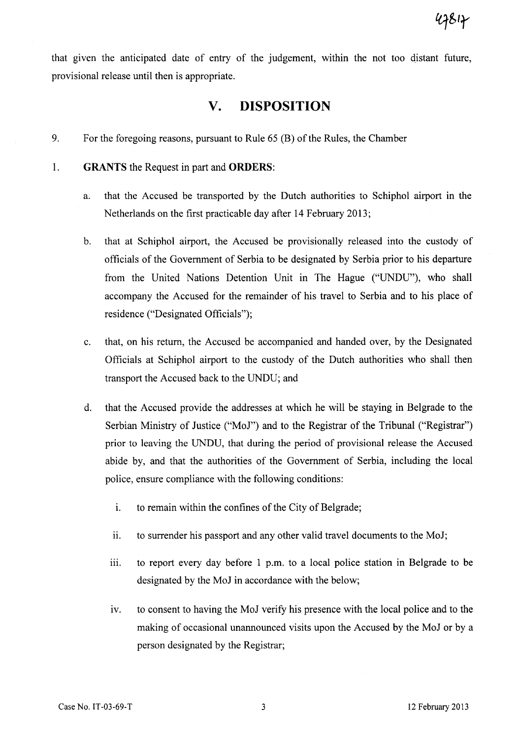that given the anticipated date of entry of the judgement, within the not too distant future, provisional release until then is appropriate.

# V. DISPOSITION

9. For the foregoing reasons, pursuant to Rule 65 (B) of the Rules, the Chamber

1. **GRANTS** the Request in part and **ORDERS**:

   a. that the Accused be transported by the Dutch authorities to Schiphol airport in the Netherlands on the first practicable day after 14 February 2013;

   b. that at Schiphol airport, the Accused be provisionally released into the custody of officials of the Government of Serbia to be designated by Serbia prior to his departure from the United Nations Detention Unit in The Hague ("UNDU"), who shall accompany the Accused for the remainder of his travel to Serbia and to his place of residence ("Designated Officials");

   c. that, on his return, the Accused be accompanied and handed over, by the Designated Officials at Schiphol airport to the custody of the Dutch authorities who shall then transport the Accused back to the UNDU; and

   d. that the Accused provide the addresses at which he will be staying in Belgrade to the Serbian Ministry of Justice ("MoJ") and to the Registrar of the Tribunal ("Registrar") prior to leaving the UNDU, that during the period of provisional release the Accused abide by, and that the authorities of the Government of Serbia, including the local police, ensure compliance with the following conditions:

      i. to remain within the confines of the City of Belgrade;

      ii. to surrender his passport and any other valid travel documents to the MoJ;

      iii. to report every day before 1 p.m. to a local police station in Belgrade to be designated by the MoJ in accordance with the below;

      iv. to consent to having the MoJ verify his presence with the local police and to the making of occasional unannounced visits upon the Accused by the MoJ or by a person designated by the Registrar;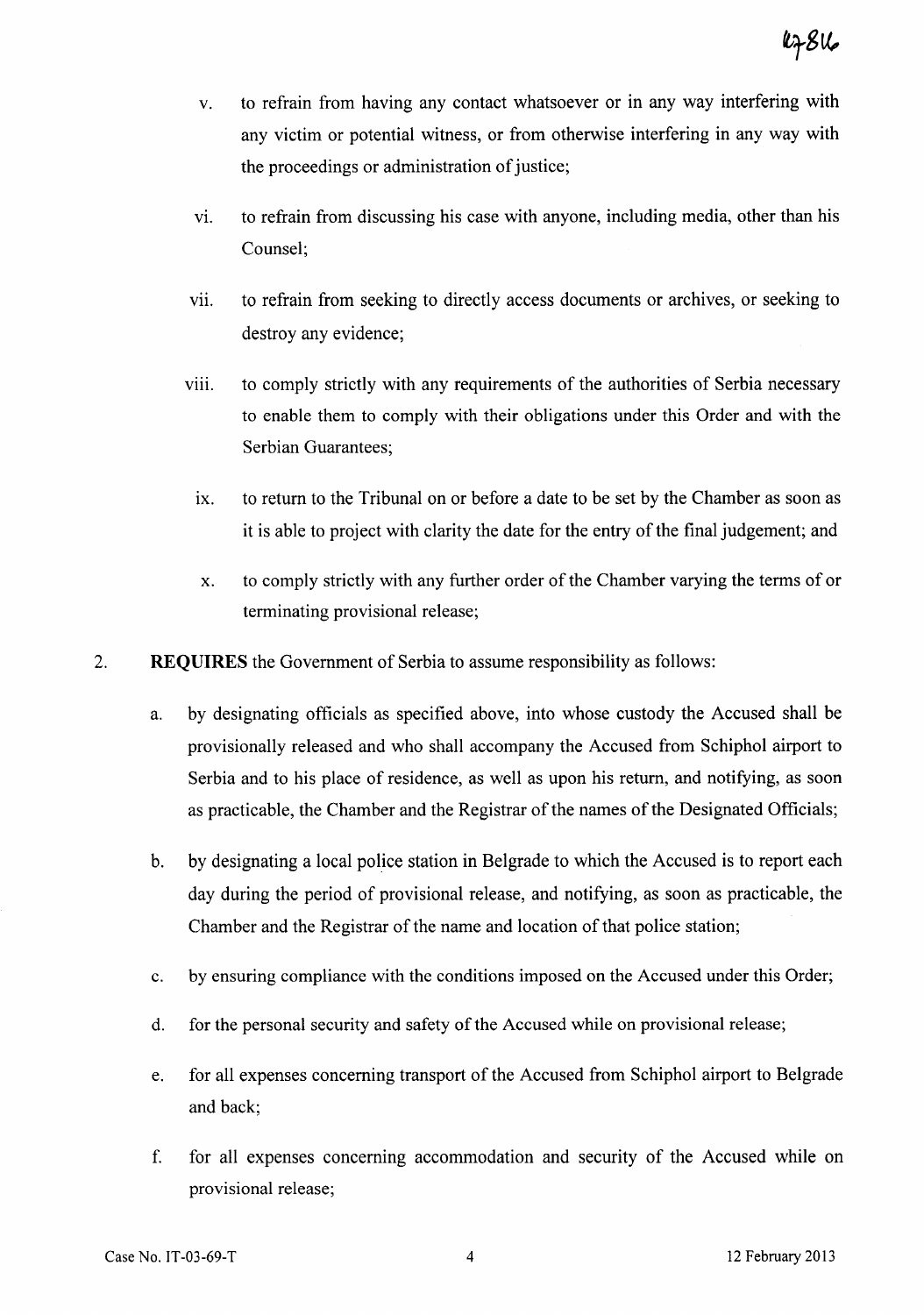v. to refrain from having any contact whatsoever or in any way interfering with any victim or potential witness, or from otherwise interfering in any way with the proceedings or administration of justice;

vi. to refrain from discussing his case with anyone, including media, other than his Counsel;

vii. to refrain from seeking to directly access documents or archives, or seeking to destroy any evidence;

viii. to comply strictly with any requirements of the authorities of Serbia necessary to enable them to comply with their obligations under this Order and with the Serbian Guarantees;

ix. to return to the Tribunal on or before a date to be set by the Chamber as soon as it is able to project with clarity the date for the entry of the final judgement; and

x. to comply strictly with any further order of the Chamber varying the terms of or terminating provisional release;

2. **REQUIRES** the Government of Serbia to assume responsibility as follows:

   a. by designating officials as specified above, into whose custody the Accused shall be provisionally released and who shall accompany the Accused from Schiphol airport to Serbia and to his place of residence, as well as upon his return, and notifying, as soon as practicable, the Chamber and the Registrar of the names of the Designated Officials;

   b. by designating a local police station in Belgrade to which the Accused is to report each day during the period of provisional release, and notifying, as soon as practicable, the Chamber and the Registrar of the name and location of that police station;

   c. by ensuring compliance with the conditions imposed on the Accused under this Order;

   d. for the personal security and safety of the Accused while on provisional release;

   e. for all expenses concerning transport of the Accused from Schiphol airport to Belgrade and back;

   f. for all expenses concerning accommodation and security of the Accused while on provisional release;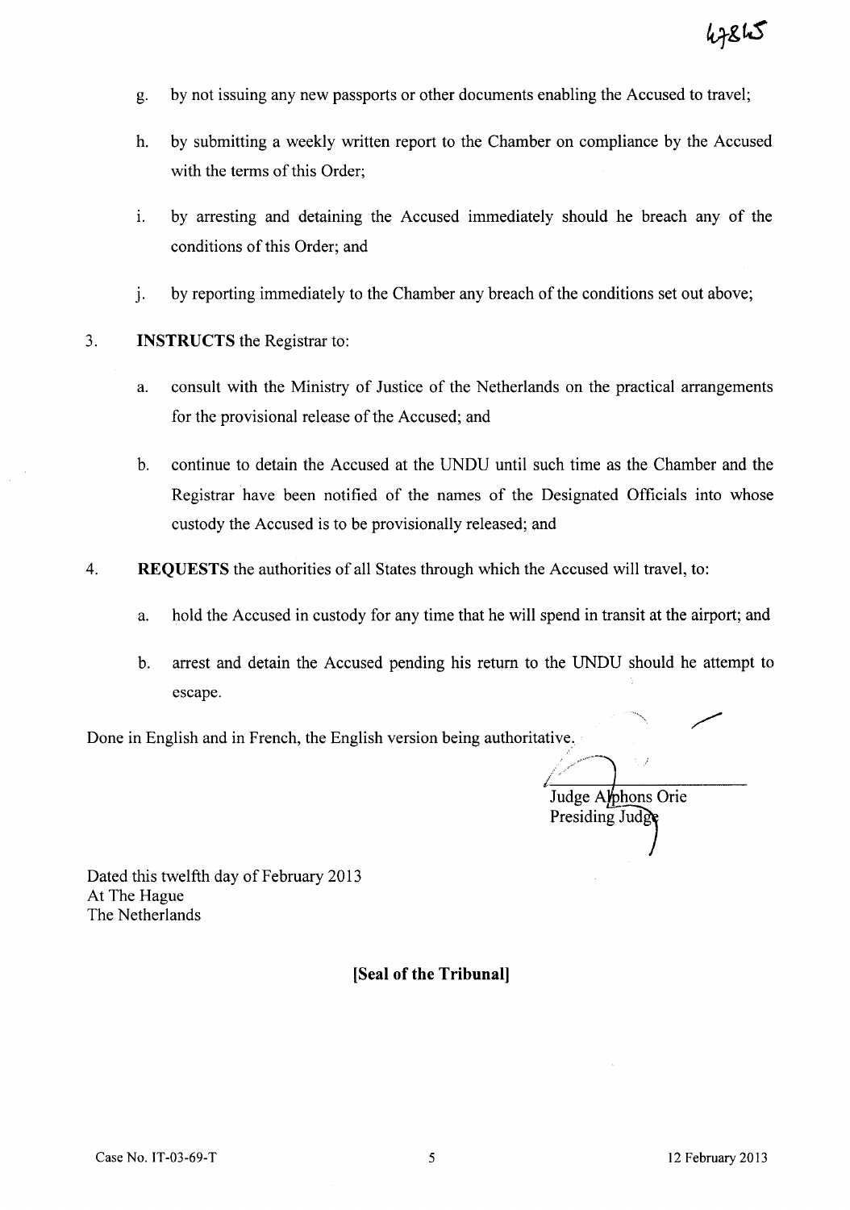g. by not issuing any new passports or other documents enabling the Accused to travel;

h. by submitting a weekly written report to the Chamber on compliance by the Accused with the terms of this Order;

i. by arresting and detaining the Accused immediately should he breach any of the conditions of this Order; and

j. by reporting immediately to the Chamber any breach of the conditions set out above;

3. **INSTRUCTS** the Registrar to:

   a. consult with the Ministry of Justice of the Netherlands on the practical arrangements for the provisional release of the Accused; and

   b. continue to detain the Accused at the UNDU until such time as the Chamber and the Registrar have been notified of the names of the Designated Officials into whose custody the Accused is to be provisionally released; and

4. **REQUESTS** the authorities of all States through which the Accused will travel, to:

   a. hold the Accused in custody for any time that he will spend in transit at the airport; and

   b. arrest and detain the Accused pending his return to the UNDU should he attempt to escape.

Done in English and in French, the English version being authoritative.

Judge Alphons Orie
Presiding Judge

Dated this twelfth day of February 2013
At The Hague
The Netherlands

**[Seal of the Tribunal]**